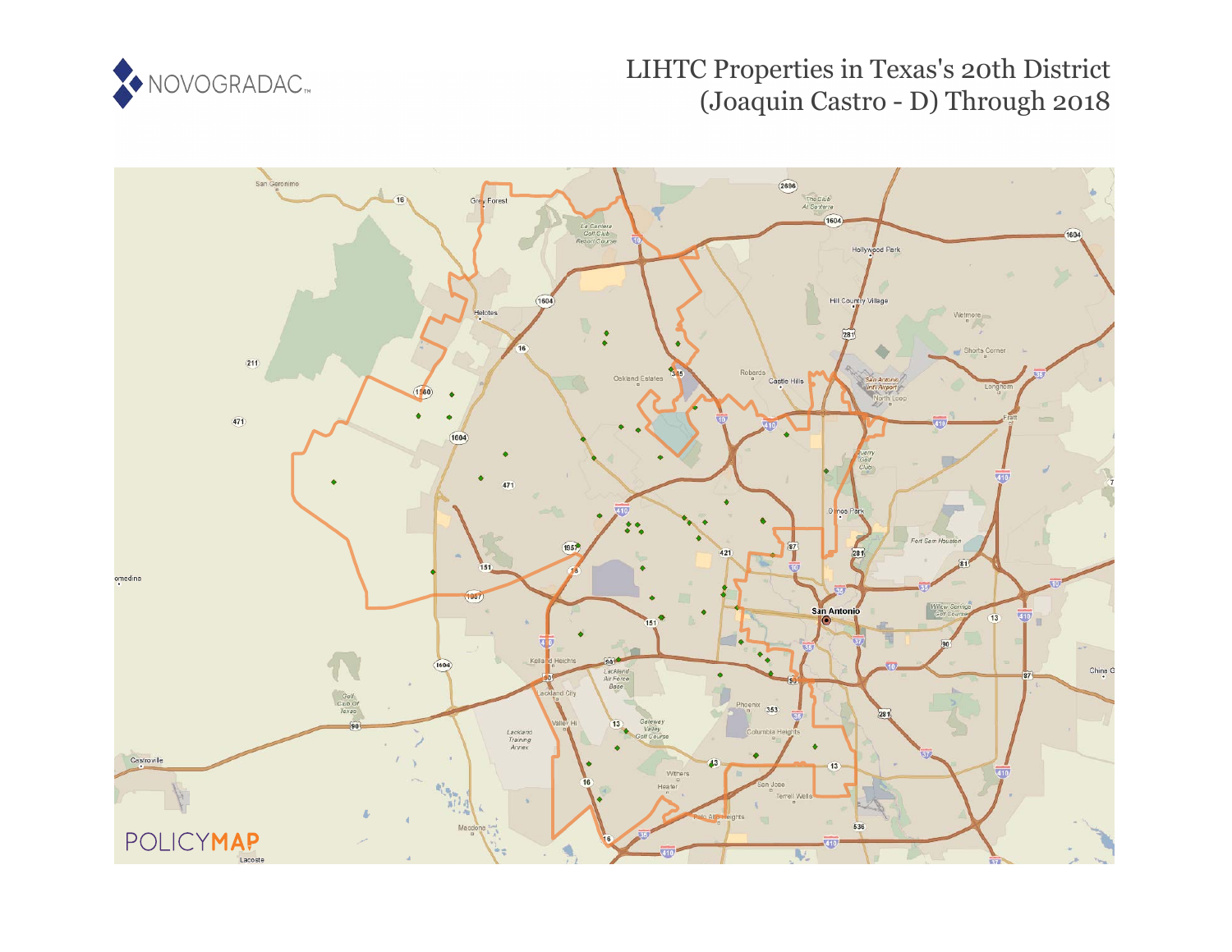NOVOGRADAC

# LIHTC Properties in Texas's 20th District (Joaquin Castro - D) Through 2018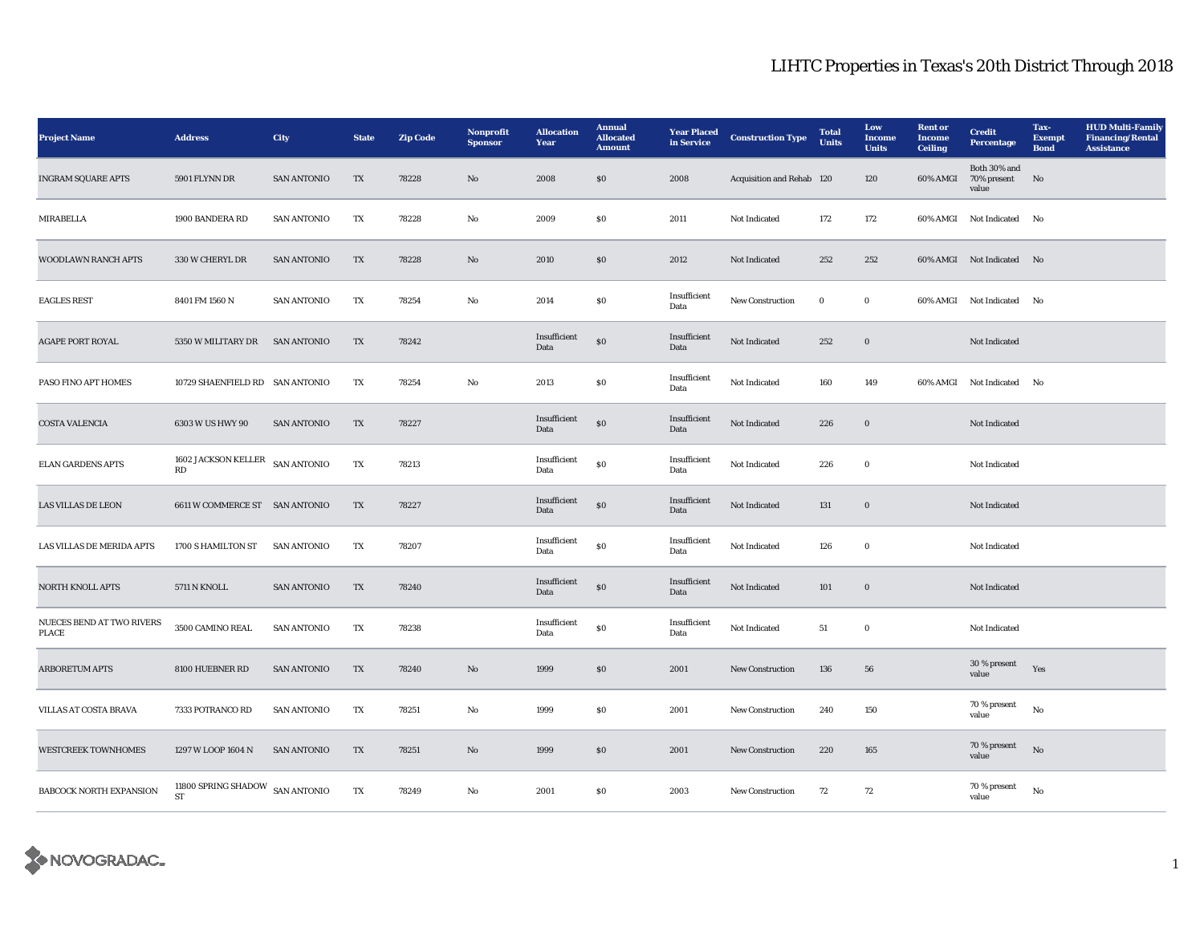# LIHTC Properties in Texas's 20th District Through 2018

| Project Name | Address | City | State | Zip Code | Nonprofit Sponsor | Allocation Year | Annual Allocated Amount | Year Placed in Service | Construction Type | Total Units | Low Income Units | Rent or Income Ceiling | Credit Percentage | Tax-Exempt Bond | HUD Multi-Family Financing/Rental Assistance |
|---|---|---|---|---|---|---|---|---|---|---|---|---|---|---|---|
| INGRAM SQUARE APTS | 5901 FLYNN DR | SAN ANTONIO | TX | 78228 | No | 2008 | $0 | 2008 | Acquisition and Rehab | 120 | 120 | 60% AMGI | Both 30% and 70% present value | No | |
| MIRABELLA | 1900 BANDERA RD | SAN ANTONIO | TX | 78228 | No | 2009 | $0 | 2011 | Not Indicated | 172 | 172 | 60% AMGI | Not Indicated | No | |
| WOODLAWN RANCH APTS | 330 W CHERYL DR | SAN ANTONIO | TX | 78228 | No | 2010 | $0 | 2012 | Not Indicated | 252 | 252 | 60% AMGI | Not Indicated | No | |
| EAGLES REST | 8401 FM 1560 N | SAN ANTONIO | TX | 78254 | No | 2014 | $0 | Insufficient Data | New Construction | 0 | 0 | 60% AMGI | Not Indicated | No | |
| AGAPE PORT ROYAL | 5350 W MILITARY DR | SAN ANTONIO | TX | 78242 | | Insufficient Data | $0 | Insufficient Data | Not Indicated | 252 | 0 | | Not Indicated | | |
| PASO FINO APT HOMES | 10729 SHAENFIELD RD | SAN ANTONIO | TX | 78254 | No | 2013 | $0 | Insufficient Data | Not Indicated | 160 | 149 | 60% AMGI | Not Indicated | No | |
| COSTA VALENCIA | 6303 W US HWY 90 | SAN ANTONIO | TX | 78227 | | Insufficient Data | $0 | Insufficient Data | Not Indicated | 226 | 0 | | Not Indicated | | |
| ELAN GARDENS APTS | 1602 JACKSON KELLER RD | SAN ANTONIO | TX | 78213 | | Insufficient Data | $0 | Insufficient Data | Not Indicated | 226 | 0 | | Not Indicated | | |
| LAS VILLAS DE LEON | 6611 W COMMERCE ST | SAN ANTONIO | TX | 78227 | | Insufficient Data | $0 | Insufficient Data | Not Indicated | 131 | 0 | | Not Indicated | | |
| LAS VILLAS DE MERIDA APTS | 1700 S HAMILTON ST | SAN ANTONIO | TX | 78207 | | Insufficient Data | $0 | Insufficient Data | Not Indicated | 126 | 0 | | Not Indicated | | |
| NORTH KNOLL APTS | 5711 N KNOLL | SAN ANTONIO | TX | 78240 | | Insufficient Data | $0 | Insufficient Data | Not Indicated | 101 | 0 | | Not Indicated | | |
| NUECES BEND AT TWO RIVERS PLACE | 3500 CAMINO REAL | SAN ANTONIO | TX | 78238 | | Insufficient Data | $0 | Insufficient Data | Not Indicated | 51 | 0 | | Not Indicated | | |
| ARBORETUM APTS | 8100 HUEBNER RD | SAN ANTONIO | TX | 78240 | No | 1999 | $0 | 2001 | New Construction | 136 | 56 | | 30 % present value | Yes | |
| VILLAS AT COSTA BRAVA | 7333 POTRANCO RD | SAN ANTONIO | TX | 78251 | No | 1999 | $0 | 2001 | New Construction | 240 | 150 | | 70 % present value | No | |
| WESTCREEK TOWNHOMES | 1297 W LOOP 1604 N | SAN ANTONIO | TX | 78251 | No | 1999 | $0 | 2001 | New Construction | 220 | 165 | | 70 % present value | No | |
| BABCOCK NORTH EXPANSION | 11800 SPRING SHADOW ST | SAN ANTONIO | TX | 78249 | No | 2001 | $0 | 2003 | New Construction | 72 | 72 | | 70 % present value | No | |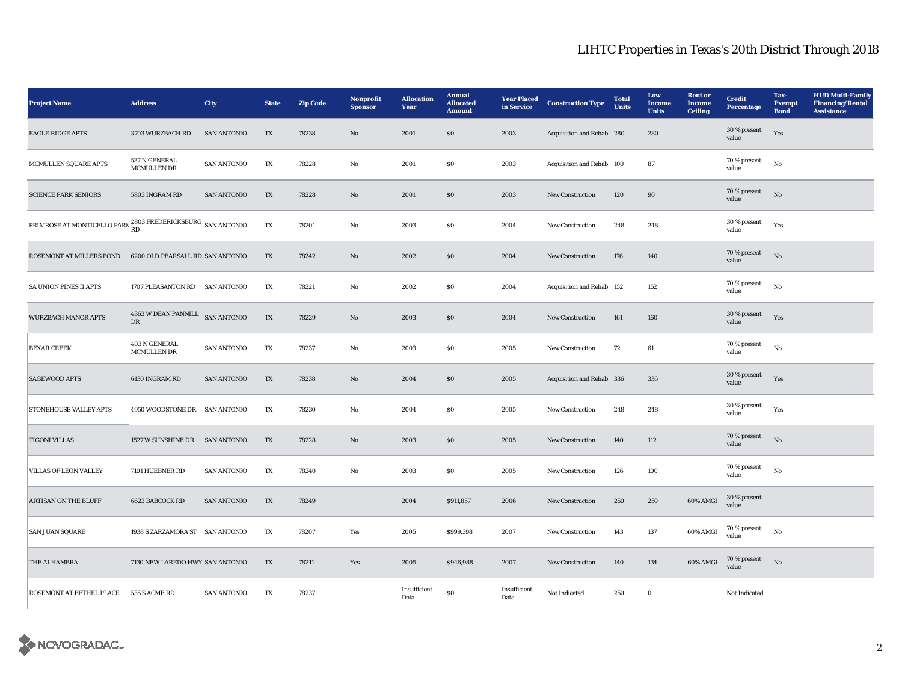# LIHTC Properties in Texas's 20th District Through 2018

| Project Name | Address | City | State | Zip Code | Nonprofit Sponsor | Allocation Year | Annual Allocated Amount | Year Placed in Service | Construction Type | Total Units | Low Income Units | Rent or Income Ceiling | Credit Percentage | Tax-Exempt Bond | HUD Multi-Family Financing/Rental Assistance |
|---|---|---|---|---|---|---|---|---|---|---|---|---|---|---|---|
| EAGLE RIDGE APTS | 3703 WURZBACH RD | SAN ANTONIO | TX | 78238 | No | 2001 | $0 | 2003 | Acquisition and Rehab | 280 | 280 | | 30 % present value | Yes | |
| MCMULLEN SQUARE APTS | 537 N GENERAL MCMULLEN DR | SAN ANTONIO | TX | 78228 | No | 2001 | $0 | 2003 | Acquisition and Rehab | 100 | 87 | | 70 % present value | No | |
| SCIENCE PARK SENIORS | 5803 INGRAM RD | SAN ANTONIO | TX | 78228 | No | 2001 | $0 | 2003 | New Construction | 120 | 90 | | 70 % present value | No | |
| PRIMROSE AT MONTICELLO PARK | 2803 FREDERICKSBURG RD | SAN ANTONIO | TX | 78201 | No | 2003 | $0 | 2004 | New Construction | 248 | 248 | | 30 % present value | Yes | |
| ROSEMONT AT MILLERS POND | 6200 OLD PEARSALL RD | SAN ANTONIO | TX | 78242 | No | 2002 | $0 | 2004 | New Construction | 176 | 140 | | 70 % present value | No | |
| SA UNION PINES II APTS | 1707 PLEASANTON RD | SAN ANTONIO | TX | 78221 | No | 2002 | $0 | 2004 | Acquisition and Rehab | 152 | 152 | | 70 % present value | No | |
| WURZBACH MANOR APTS | 4363 W DEAN PANNILL DR | SAN ANTONIO | TX | 78229 | No | 2003 | $0 | 2004 | New Construction | 161 | 160 | | 30 % present value | Yes | |
| BEXAR CREEK | 403 N GENERAL MCMULLEN DR | SAN ANTONIO | TX | 78237 | No | 2003 | $0 | 2005 | New Construction | 72 | 61 | | 70 % present value | No | |
| SAGEWOOD APTS | 6130 INGRAM RD | SAN ANTONIO | TX | 78238 | No | 2004 | $0 | 2005 | Acquisition and Rehab | 336 | 336 | | 30 % present value | Yes | |
| STONEHOUSE VALLEY APTS | 4950 WOODSTONE DR | SAN ANTONIO | TX | 78230 | No | 2004 | $0 | 2005 | New Construction | 248 | 248 | | 30 % present value | Yes | |
| TIGONI VILLAS | 1527 W SUNSHINE DR | SAN ANTONIO | TX | 78228 | No | 2003 | $0 | 2005 | New Construction | 140 | 112 | | 70 % present value | No | |
| VILLAS OF LEON VALLEY | 7101 HUEBNER RD | SAN ANTONIO | TX | 78240 | No | 2003 | $0 | 2005 | New Construction | 126 | 100 | | 70 % present value | No | |
| ARTISAN ON THE BLUFF | 6623 BABCOCK RD | SAN ANTONIO | TX | 78249 | | 2004 | $911,857 | 2006 | New Construction | 250 | 250 | 60% AMGI | 30 % present value | | |
| SAN JUAN SQUARE | 1938 S ZARZAMORA ST | SAN ANTONIO | TX | 78207 | Yes | 2005 | $999,398 | 2007 | New Construction | 143 | 137 | 60% AMGI | 70 % present value | No | |
| THE ALHAMBRA | 7130 NEW LAREDO HWY | SAN ANTONIO | TX | 78211 | Yes | 2005 | $946,988 | 2007 | New Construction | 140 | 134 | 60% AMGI | 70 % present value | No | |
| ROSEMONT AT BETHEL PLACE | 535 S ACME RD | SAN ANTONIO | TX | 78237 | | Insufficient Data | $0 | Insufficient Data | Not Indicated | 250 | 0 | | Not Indicated | | |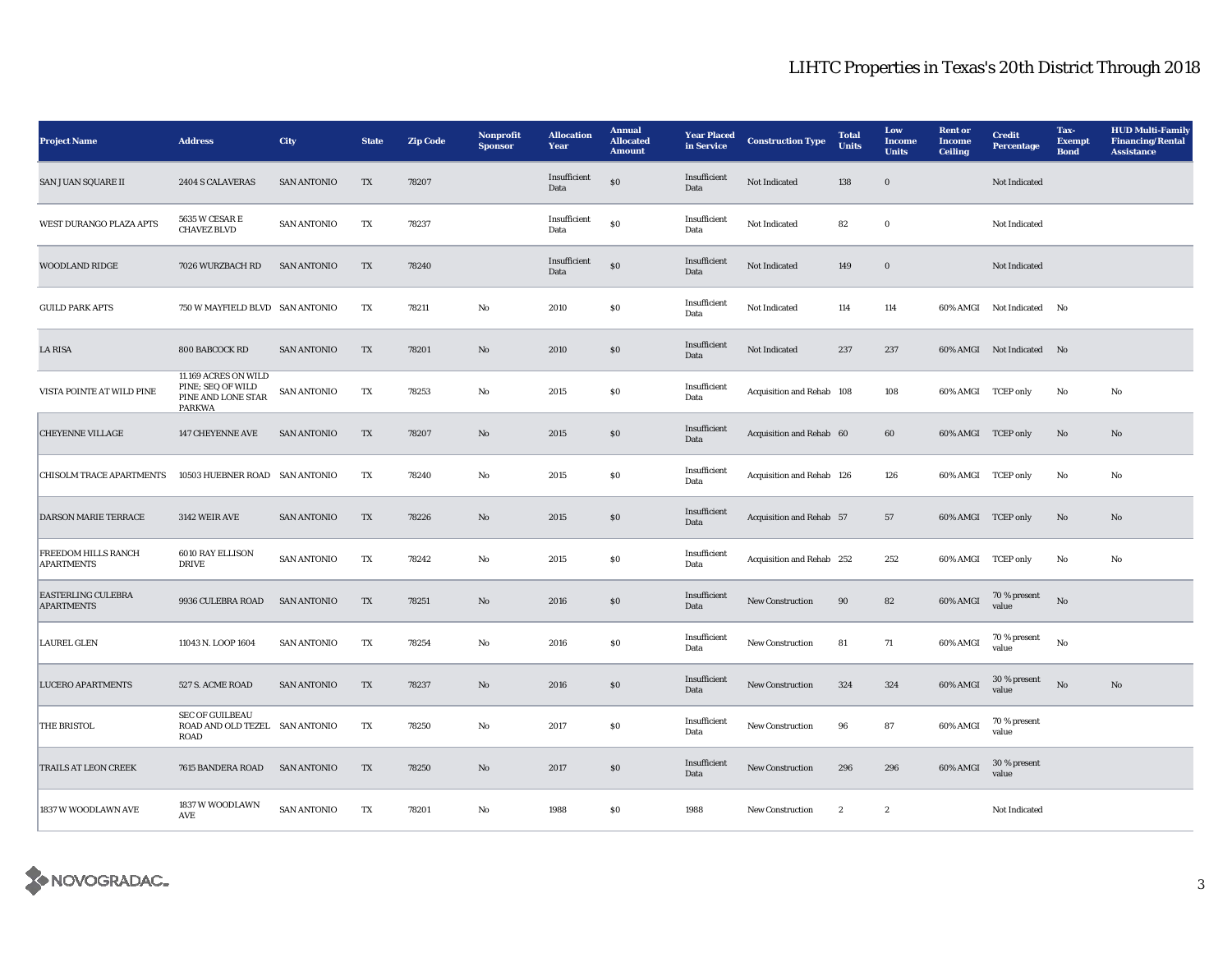# LIHTC Properties in Texas's 20th District Through 2018

| Project Name | Address | City | State | Zip Code | Nonprofit Sponsor | Allocation Year | Annual Allocated Amount | Year Placed in Service | Construction Type | Total Units | Low Income Units | Rent or Income Ceiling | Credit Percentage | Tax-Exempt Bond | HUD Multi-Family Financing/Rental Assistance |
|---|---|---|---|---|---|---|---|---|---|---|---|---|---|---|---|
| SAN JUAN SQUARE II | 2404 S CALAVERAS | SAN ANTONIO | TX | 78207 | | Insufficient Data | $0 | Insufficient Data | Not Indicated | 138 | 0 | | Not Indicated | | |
| WEST DURANGO PLAZA APTS | 5635 W CESAR E CHAVEZ BLVD | SAN ANTONIO | TX | 78237 | | Insufficient Data | $0 | Insufficient Data | Not Indicated | 82 | 0 | | Not Indicated | | |
| WOODLAND RIDGE | 7026 WURZBACH RD | SAN ANTONIO | TX | 78240 | | Insufficient Data | $0 | Insufficient Data | Not Indicated | 149 | 0 | | Not Indicated | | |
| GUILD PARK APTS | 750 W MAYFIELD BLVD | SAN ANTONIO | TX | 78211 | No | 2010 | $0 | Insufficient Data | Not Indicated | 114 | 114 | 60% AMGI | Not Indicated | No | |
| LA RISA | 800 BABCOCK RD | SAN ANTONIO | TX | 78201 | No | 2010 | $0 | Insufficient Data | Not Indicated | 237 | 237 | 60% AMGI | Not Indicated | No | |
| VISTA POINTE AT WILD PINE | 11.169 ACRES ON WILD PINE; SEQ OF WILD PINE AND LONE STAR PARKWA | SAN ANTONIO | TX | 78253 | No | 2015 | $0 | Insufficient Data | Acquisition and Rehab | 108 | 108 | 60% AMGI | TCEP only | No | No |
| CHEYENNE VILLAGE | 147 CHEYENNE AVE | SAN ANTONIO | TX | 78207 | No | 2015 | $0 | Insufficient Data | Acquisition and Rehab | 60 | 60 | 60% AMGI | TCEP only | No | No |
| CHISOLM TRACE APARTMENTS | 10503 HUEBNER ROAD | SAN ANTONIO | TX | 78240 | No | 2015 | $0 | Insufficient Data | Acquisition and Rehab | 126 | 126 | 60% AMGI | TCEP only | No | No |
| DARSON MARIE TERRACE | 3142 WEIR AVE | SAN ANTONIO | TX | 78226 | No | 2015 | $0 | Insufficient Data | Acquisition and Rehab | 57 | 57 | 60% AMGI | TCEP only | No | No |
| FREEDOM HILLS RANCH APARTMENTS | 6010 RAY ELLISON DRIVE | SAN ANTONIO | TX | 78242 | No | 2015 | $0 | Insufficient Data | Acquisition and Rehab | 252 | 252 | 60% AMGI | TCEP only | No | No |
| EASTERLING CULEBRA APARTMENTS | 9936 CULEBRA ROAD | SAN ANTONIO | TX | 78251 | No | 2016 | $0 | Insufficient Data | New Construction | 90 | 82 | 60% AMGI | 70 % present value | No | |
| LAUREL GLEN | 11043 N. LOOP 1604 | SAN ANTONIO | TX | 78254 | No | 2016 | $0 | Insufficient Data | New Construction | 81 | 71 | 60% AMGI | 70 % present value | No | |
| LUCERO APARTMENTS | 527 S. ACME ROAD | SAN ANTONIO | TX | 78237 | No | 2016 | $0 | Insufficient Data | New Construction | 324 | 324 | 60% AMGI | 30 % present value | No | No |
| THE BRISTOL | SEC OF GUILBEAU ROAD AND OLD TEZEL ROAD | SAN ANTONIO | TX | 78250 | No | 2017 | $0 | Insufficient Data | New Construction | 96 | 87 | 60% AMGI | 70 % present value | | |
| TRAILS AT LEON CREEK | 7615 BANDERA ROAD | SAN ANTONIO | TX | 78250 | No | 2017 | $0 | Insufficient Data | New Construction | 296 | 296 | 60% AMGI | 30 % present value | | |
| 1837 W WOODLAWN AVE | 1837 W WOODLAWN AVE | SAN ANTONIO | TX | 78201 | No | 1988 | $0 | 1988 | New Construction | 2 | 2 | | Not Indicated | | |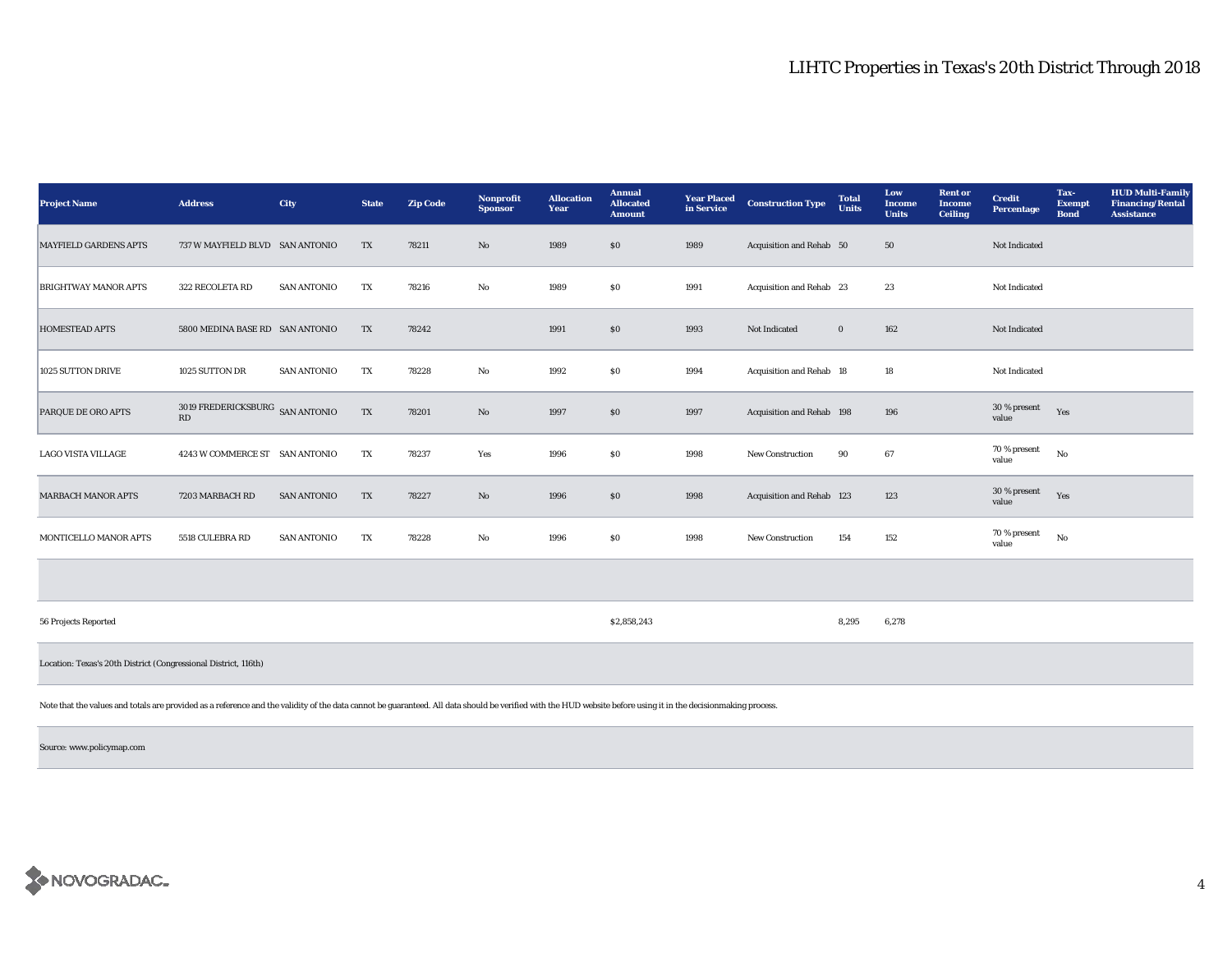# LIHTC Properties in Texas's 20th District Through 2018

| Project Name | Address | City | State | Zip Code | Nonprofit Sponsor | Allocation Year | Annual Allocated Amount | Year Placed in Service | Construction Type | Total Units | Low Income Units | Rent or Income Ceiling | Credit Percentage | Tax-Exempt Bond | HUD Multi-Family Financing/Rental Assistance |
|---|---|---|---|---|---|---|---|---|---|---|---|---|---|---|---|
| MAYFIELD GARDENS APTS | 737 W MAYFIELD BLVD | SAN ANTONIO | TX | 78211 | No | 1989 | $0 | 1989 | Acquisition and Rehab | 50 | 50 | | Not Indicated | | |
| BRIGHTWAY MANOR APTS | 322 RECOLETA RD | SAN ANTONIO | TX | 78216 | No | 1989 | $0 | 1991 | Acquisition and Rehab | 23 | 23 | | Not Indicated | | |
| HOMESTEAD APTS | 5800 MEDINA BASE RD | SAN ANTONIO | TX | 78242 | | 1991 | $0 | 1993 | Not Indicated | 0 | 162 | | Not Indicated | | |
| 1025 SUTTON DRIVE | 1025 SUTTON DR | SAN ANTONIO | TX | 78228 | No | 1992 | $0 | 1994 | Acquisition and Rehab | 18 | 18 | | Not Indicated | | |
| PARQUE DE ORO APTS | 3019 FREDERICKSBURG RD | SAN ANTONIO | TX | 78201 | No | 1997 | $0 | 1997 | Acquisition and Rehab | 198 | 196 | | 30 % present value | Yes | |
| LAGO VISTA VILLAGE | 4243 W COMMERCE ST | SAN ANTONIO | TX | 78237 | Yes | 1996 | $0 | 1998 | New Construction | 90 | 67 | | 70 % present value | No | |
| MARBACH MANOR APTS | 7203 MARBACH RD | SAN ANTONIO | TX | 78227 | No | 1996 | $0 | 1998 | Acquisition and Rehab | 123 | 123 | | 30 % present value | Yes | |
| MONTICELLO MANOR APTS | 5518 CULEBRA RD | SAN ANTONIO | TX | 78228 | No | 1996 | $0 | 1998 | New Construction | 154 | 152 | | 70 % present value | No | |
| | | | | | | | | | | | | | | | |
| 56 Projects Reported | | | | | | | $2,858,243 | | | 8,295 | 6,278 | | | | |

Location: Texas's 20th District (Congressional District, 116th)

Note that the values and totals are provided as a reference and the validity of the data cannot be guaranteed. All data should be verified with the HUD website before using it in the decisionmaking process.

Source: www.policymap.com